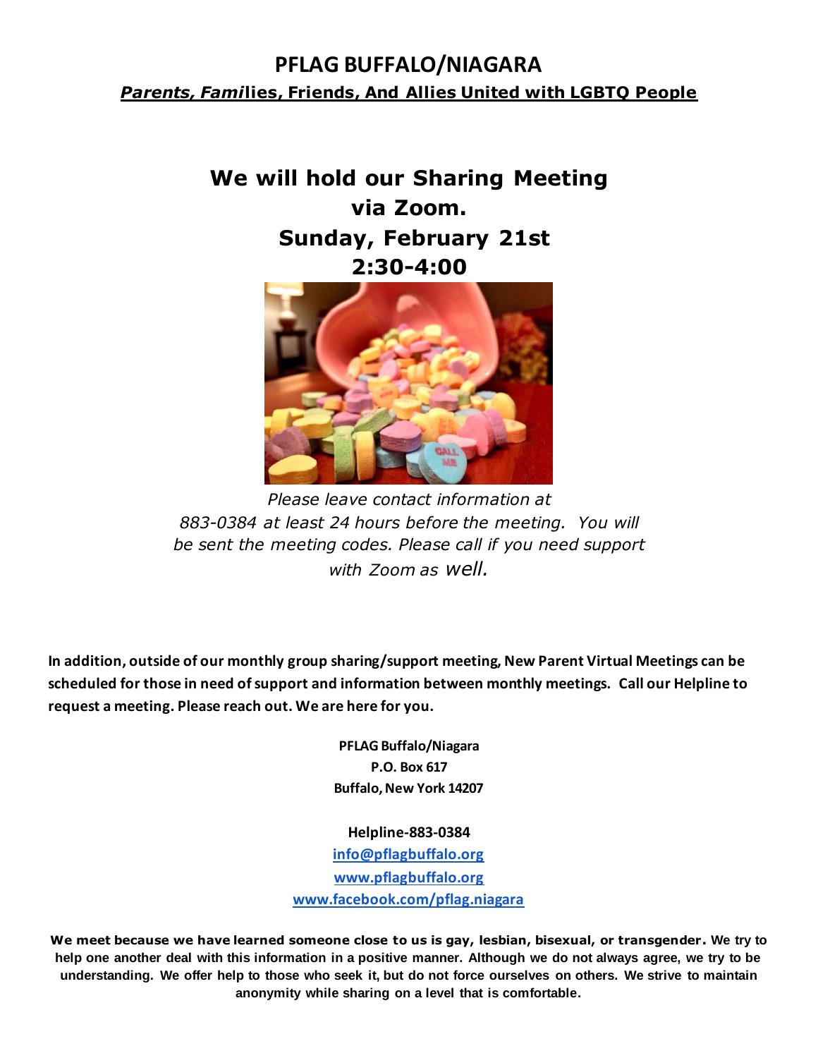# PFLAG BUFFALO/NIAGARA

***Parents, Families*, Friends, And Allies United with LGBTQ People**

## We will hold our Sharing Meeting via Zoom.
## Sunday, February 21st
## 2:30-4:00

*Please leave contact information at 883-0384 at least 24 hours before the meeting. You will be sent the meeting codes. Please call if you need support with Zoom as well.*

**In addition, outside of our monthly group sharing/support meeting, New Parent Virtual Meetings can be scheduled for those in need of support and information between monthly meetings. Call our Helpline to request a meeting. Please reach out. We are here for you.**

**PFLAG Buffalo/Niagara**
**P.O. Box 617**
**Buffalo, New York 14207**

**Helpline-883-0384**
**info@pflagbuffalo.org**
**www.pflagbuffalo.org**
**www.facebook.com/pflag.niagara**

**We meet because we have learned someone close to us is gay, lesbian, bisexual, or transgender. We try to help one another deal with this information in a positive manner. Although we do not always agree, we try to be understanding. We offer help to those who seek it, but do not force ourselves on others. We strive to maintain anonymity while sharing on a level that is comfortable.**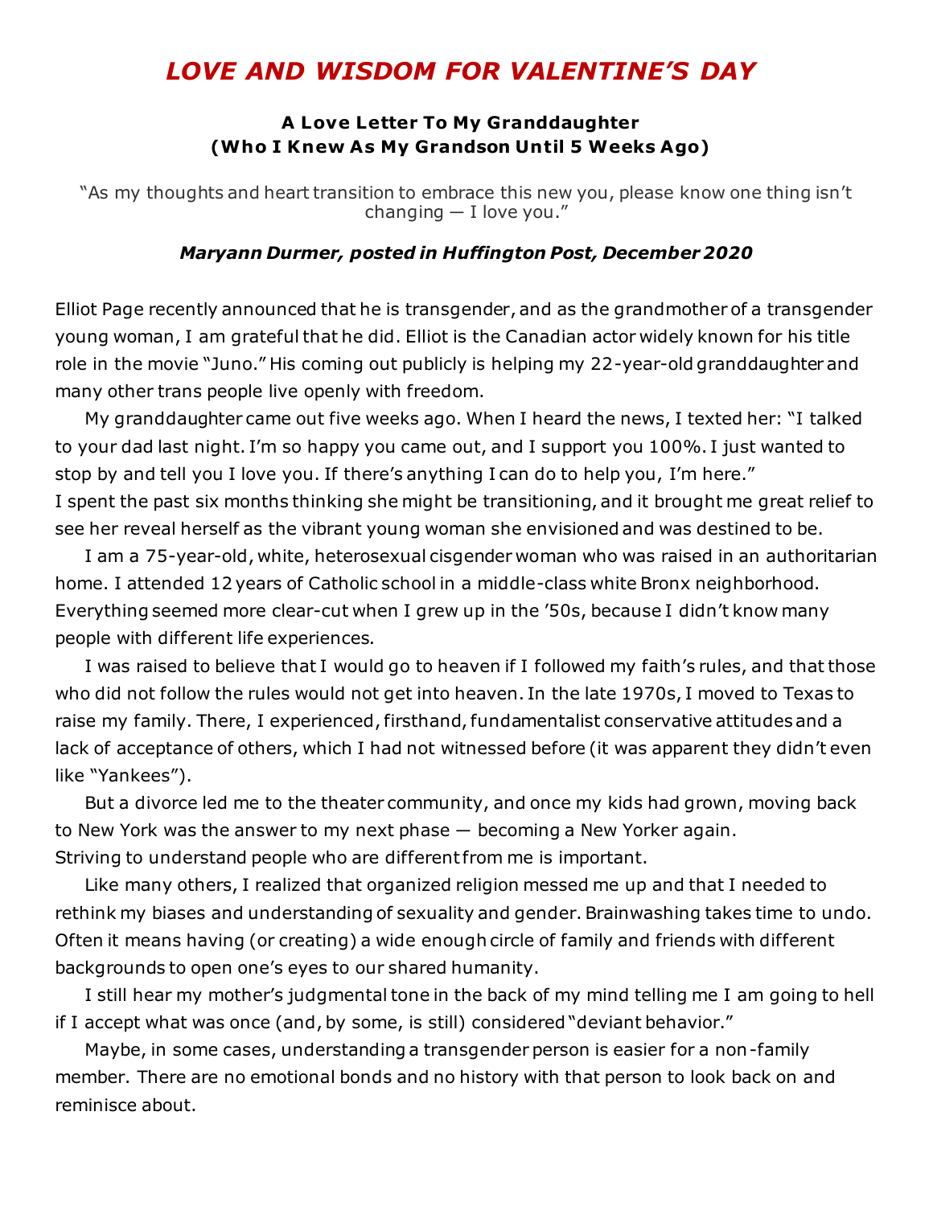# *LOVE AND WISDOM FOR VALENTINE'S DAY*

### A Love Letter To My Granddaughter (Who I Knew As My Grandson Until 5 Weeks Ago)

"As my thoughts and heart transition to embrace this new you, please know one thing isn't changing — I love you."

***Maryann Durmer, posted in Huffington Post, December 2020***

Elliot Page recently announced that he is transgender, and as the grandmother of a transgender young woman, I am grateful that he did. Elliot is the Canadian actor widely known for his title role in the movie "Juno." His coming out publicly is helping my 22-year-old granddaughter and many other trans people live openly with freedom.

My granddaughter came out five weeks ago. When I heard the news, I texted her: "I talked to your dad last night. I'm so happy you came out, and I support you 100%. I just wanted to stop by and tell you I love you. If there's anything I can do to help you, I'm here."

I spent the past six months thinking she might be transitioning, and it brought me great relief to see her reveal herself as the vibrant young woman she envisioned and was destined to be.

I am a 75-year-old, white, heterosexual cisgender woman who was raised in an authoritarian home. I attended 12 years of Catholic school in a middle-class white Bronx neighborhood. Everything seemed more clear-cut when I grew up in the '50s, because I didn't know many people with different life experiences.

I was raised to believe that I would go to heaven if I followed my faith's rules, and that those who did not follow the rules would not get into heaven. In the late 1970s, I moved to Texas to raise my family. There, I experienced, firsthand, fundamentalist conservative attitudes and a lack of acceptance of others, which I had not witnessed before (it was apparent they didn't even like "Yankees").

But a divorce led me to the theater community, and once my kids had grown, moving back to New York was the answer to my next phase — becoming a New Yorker again.

Striving to understand people who are different from me is important.

Like many others, I realized that organized religion messed me up and that I needed to rethink my biases and understanding of sexuality and gender. Brainwashing takes time to undo. Often it means having (or creating) a wide enough circle of family and friends with different backgrounds to open one's eyes to our shared humanity.

I still hear my mother's judgmental tone in the back of my mind telling me I am going to hell if I accept what was once (and, by some, is still) considered "deviant behavior."

Maybe, in some cases, understanding a transgender person is easier for a non-family member. There are no emotional bonds and no history with that person to look back on and reminisce about.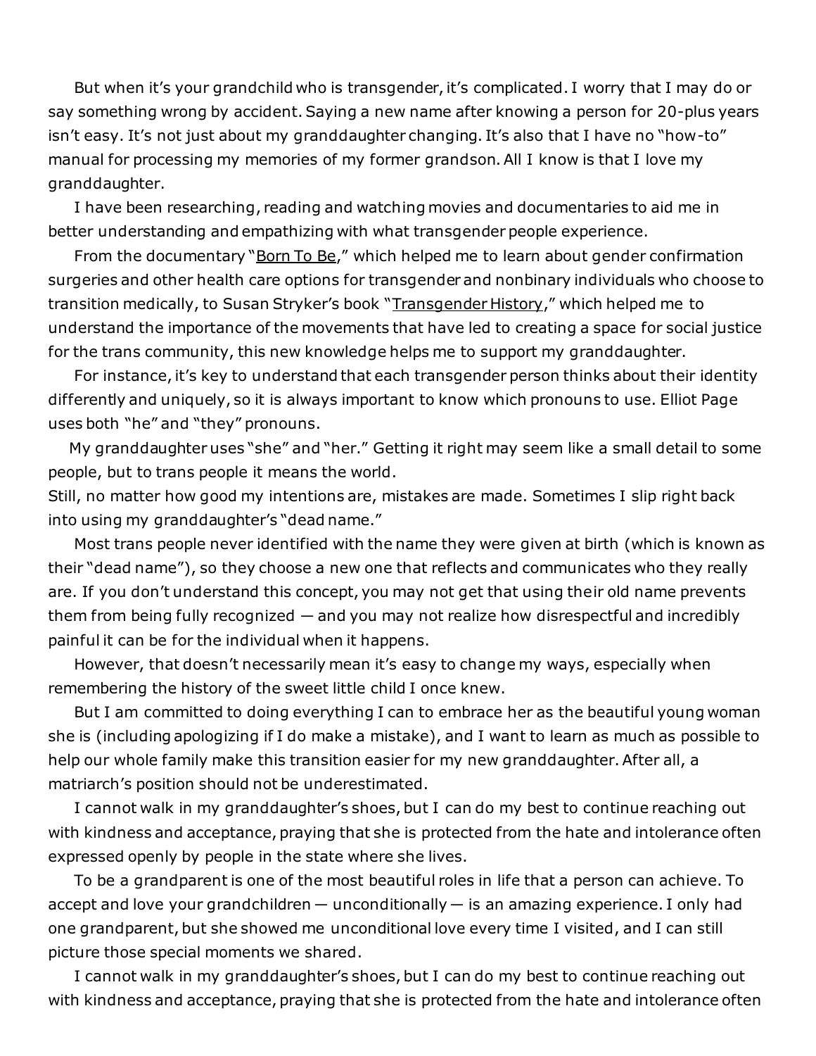But when it's your grandchild who is transgender, it's complicated. I worry that I may do or say something wrong by accident. Saying a new name after knowing a person for 20-plus years isn't easy. It's not just about my granddaughter changing. It's also that I have no "how-to" manual for processing my memories of my former grandson. All I know is that I love my granddaughter.

I have been researching, reading and watching movies and documentaries to aid me in better understanding and empathizing with what transgender people experience.

From the documentary "Born To Be," which helped me to learn about gender confirmation surgeries and other health care options for transgender and nonbinary individuals who choose to transition medically, to Susan Stryker's book "Transgender History," which helped me to understand the importance of the movements that have led to creating a space for social justice for the trans community, this new knowledge helps me to support my granddaughter.

For instance, it's key to understand that each transgender person thinks about their identity differently and uniquely, so it is always important to know which pronouns to use. Elliot Page uses both "he" and "they" pronouns.

My granddaughter uses "she" and "her." Getting it right may seem like a small detail to some people, but to trans people it means the world.

Still, no matter how good my intentions are, mistakes are made. Sometimes I slip right back into using my granddaughter's "dead name."

Most trans people never identified with the name they were given at birth (which is known as their "dead name"), so they choose a new one that reflects and communicates who they really are. If you don't understand this concept, you may not get that using their old name prevents them from being fully recognized — and you may not realize how disrespectful and incredibly painful it can be for the individual when it happens.

However, that doesn't necessarily mean it's easy to change my ways, especially when remembering the history of the sweet little child I once knew.

But I am committed to doing everything I can to embrace her as the beautiful young woman she is (including apologizing if I do make a mistake), and I want to learn as much as possible to help our whole family make this transition easier for my new granddaughter. After all, a matriarch's position should not be underestimated.

I cannot walk in my granddaughter's shoes, but I can do my best to continue reaching out with kindness and acceptance, praying that she is protected from the hate and intolerance often expressed openly by people in the state where she lives.

To be a grandparent is one of the most beautiful roles in life that a person can achieve. To accept and love your grandchildren — unconditionally — is an amazing experience. I only had one grandparent, but she showed me unconditional love every time I visited, and I can still picture those special moments we shared.

I cannot walk in my granddaughter's shoes, but I can do my best to continue reaching out with kindness and acceptance, praying that she is protected from the hate and intolerance often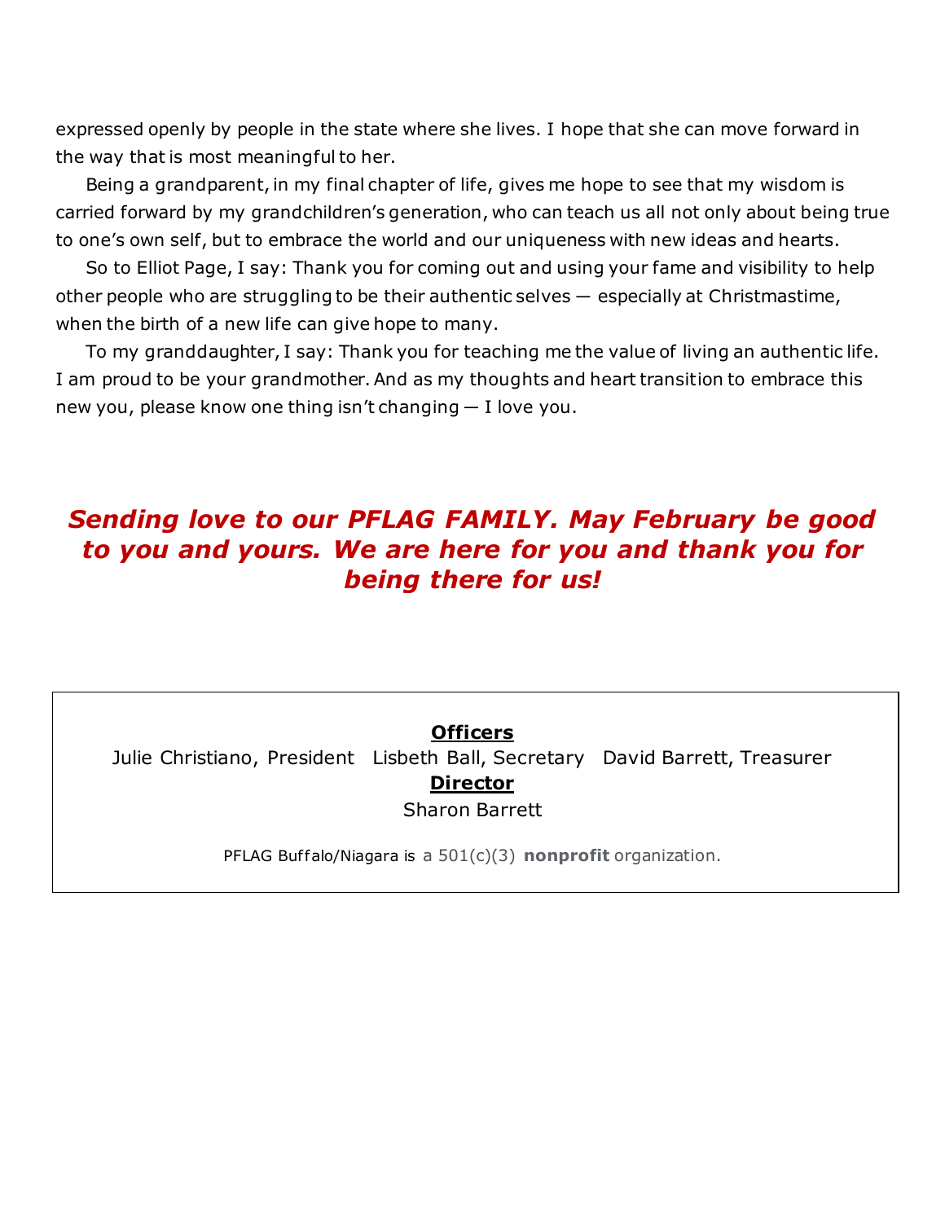expressed openly by people in the state where she lives. I hope that she can move forward in the way that is most meaningful to her.

Being a grandparent, in my final chapter of life, gives me hope to see that my wisdom is carried forward by my grandchildren's generation, who can teach us all not only about being true to one's own self, but to embrace the world and our uniqueness with new ideas and hearts.

So to Elliot Page, I say: Thank you for coming out and using your fame and visibility to help other people who are struggling to be their authentic selves — especially at Christmastime, when the birth of a new life can give hope to many.

To my granddaughter, I say: Thank you for teaching me the value of living an authentic life. I am proud to be your grandmother. And as my thoughts and heart transition to embrace this new you, please know one thing isn't changing — I love you.

***Sending love to our PFLAG FAMILY. May February be good to you and yours. We are here for you and thank you for being there for us!***

**Officers**

Julie Christiano, President   Lisbeth Ball, Secretary   David Barrett, Treasurer

**Director**

Sharon Barrett

PFLAG Buffalo/Niagara is a 501(c)(3) **nonprofit** organization.